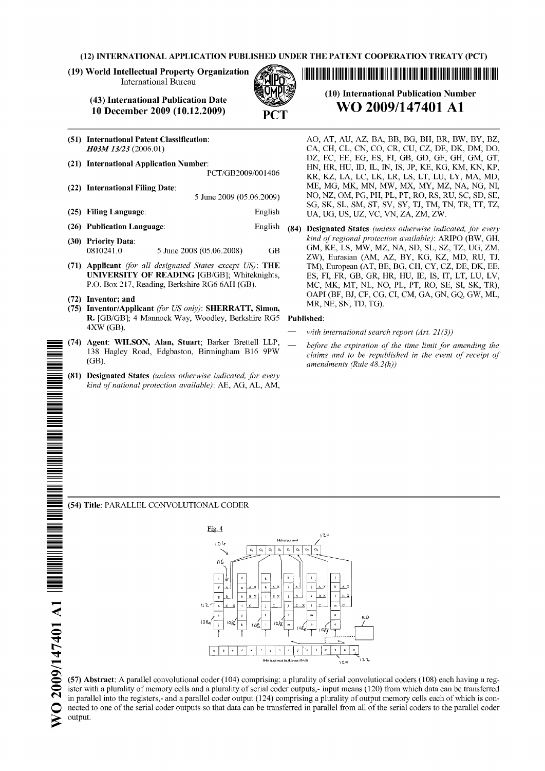(12) INTERNATIONAL APPLICATION PUBLISHED UNDER THE PATENT COOPERATION TREATY (PCT)

(19) World Intellectual Property Organization
International Bureau

(43) International Publication Date
10 December 2009 (10.12.2009)

PCT

(10) International Publication Number
**WO 2009/147401 A1**

(51) **International Patent Classification**:
*H03M 13/23* (2006.01)

(21) **International Application Number**:
PCT/GB2009/001406

(22) **International Filing Date**:
5 June 2009 (05.06.2009)

(25) **Filing Language**: English

(26) **Publication Language**: English

(30) **Priority Data**:
0810241.0 5 June 2008 (05.06.2008) GB

(71) **Applicant** *(for all designated States except US)*: **THE UNIVERSITY OF READING** [GB/GB]; Whiteknights, P.O. Box 217, Reading, Berkshire RG6 6AH (GB).

(72) **Inventor; and**

(75) **Inventor/Applicant** *(for US only)*: **SHERRATT, Simon, R.** [GB/GB]; 4 Mannock Way, Woodley, Berkshire RG5 4XW (GB).

(74) **Agent**: **WILSON, Alan, Stuart**; Barker Brettell LLP, 138 Hagley Road, Edgbaston, Birmingham B16 9PW (GB).

(81) **Designated States** *(unless otherwise indicated, for every kind of national protection available)*: AE, AG, AL, AM, AO, AT, AU, AZ, BA, BB, BG, BH, BR, BW, BY, BZ, CA, CH, CL, CN, CO, CR, CU, CZ, DE, DK, DM, DO, DZ, EC, EE, EG, ES, FI, GB, GD, GE, GH, GM, GT, HN, HR, HU, ID, IL, IN, IS, JP, KE, KG, KM, KN, KP, KR, KZ, LA, LC, LK, LR, LS, LT, LU, LY, MA, MD, ME, MG, MK, MN, MW, MX, MY, MZ, NA, NG, NI, NO, NZ, OM, PG, PH, PL, PT, RO, RS, RU, SC, SD, SE, SG, SK, SL, SM, ST, SV, SY, TJ, TM, TN, TR, TT, TZ, UA, UG, US, UZ, VC, VN, ZA, ZM, ZW.

(84) **Designated States** *(unless otherwise indicated, for every kind of regional protection available)*: ARIPO (BW, GH, GM, KE, LS, MW, MZ, NA, SD, SL, SZ, TZ, UG, ZM, ZW), Eurasian (AM, AZ, BY, KG, KZ, MD, RU, TJ, TM), European (AT, BE, BG, CH, CY, CZ, DE, DK, EE, ES, FI, FR, GB, GR, HR, HU, IE, IS, IT, LT, LU, LV, MC, MK, MT, NL, NO, PL, PT, RO, SE, SI, SK, TR), OAPI (BF, BJ, CF, CG, CI, CM, GA, GN, GQ, GW, ML, MR, NE, SN, TD, TG).

**Published**:

— *with international search report (Art. 21(3))*

— *before the expiration of the time limit for amending the claims and to be republished in the event of receipt of amendments (Rule 48.2(h))*

(54) **Title**: PARALLEL CONVOLUTIONAL CODER

Fig. 4

(57) **Abstract**: A parallel convolutional coder (104) comprising: a plurality of serial convolutional coders (108) each having a register with a plurality of memory cells and a plurality of serial coder outputs,- input means (120) from which data can be transferred in parallel into the registers,- and a parallel coder output (124) comprising a plurality of output memory cells each of which is connected to one of the serial coder outputs so that data can be transferred in parallel from all of the serial coders to the parallel coder output.

WO 2009/147401 A1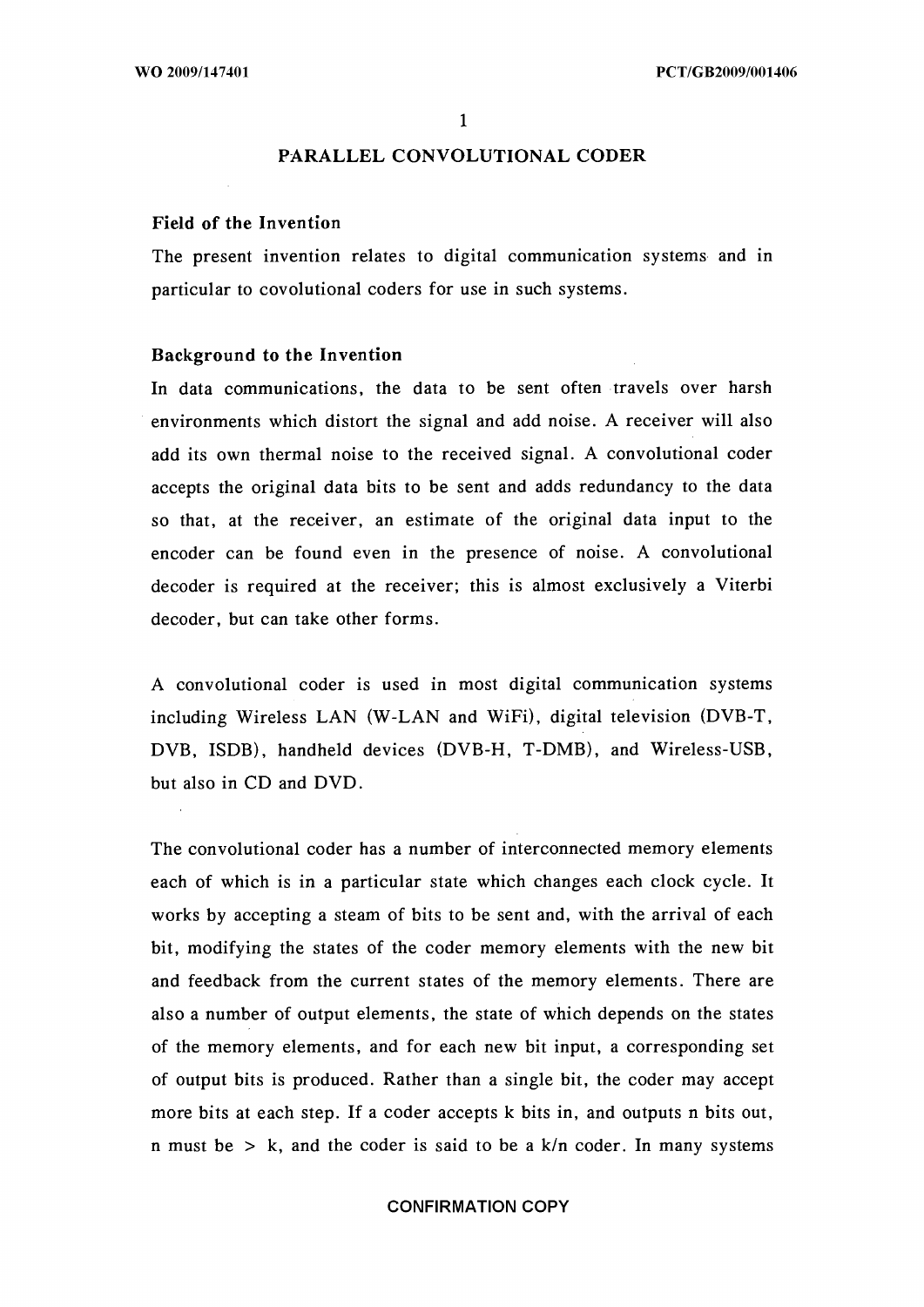# PARALLEL CONVOLUTIONAL CODER

## Field of the Invention

The present invention relates to digital communication systems and in particular to covolutional coders for use in such systems.

## Background to the Invention

In data communications, the data to be sent often travels over harsh environments which distort the signal and add noise. A receiver will also add its own thermal noise to the received signal. A convolutional coder accepts the original data bits to be sent and adds redundancy to the data so that, at the receiver, an estimate of the original data input to the encoder can be found even in the presence of noise. A convolutional decoder is required at the receiver; this is almost exclusively a Viterbi decoder, but can take other forms.

A convolutional coder is used in most digital communication systems including Wireless LAN (W-LAN and WiFi), digital television (DVB-T, DVB, ISDB), handheld devices (DVB-H, T-DMB), and Wireless-USB, but also in CD and DVD.

The convolutional coder has a number of interconnected memory elements each of which is in a particular state which changes each clock cycle. It works by accepting a steam of bits to be sent and, with the arrival of each bit, modifying the states of the coder memory elements with the new bit and feedback from the current states of the memory elements. There are also a number of output elements, the state of which depends on the states of the memory elements, and for each new bit input, a corresponding set of output bits is produced. Rather than a single bit, the coder may accept more bits at each step. If a coder accepts k bits in, and outputs n bits out, n must be > k, and the coder is said to be a k/n coder. In many systems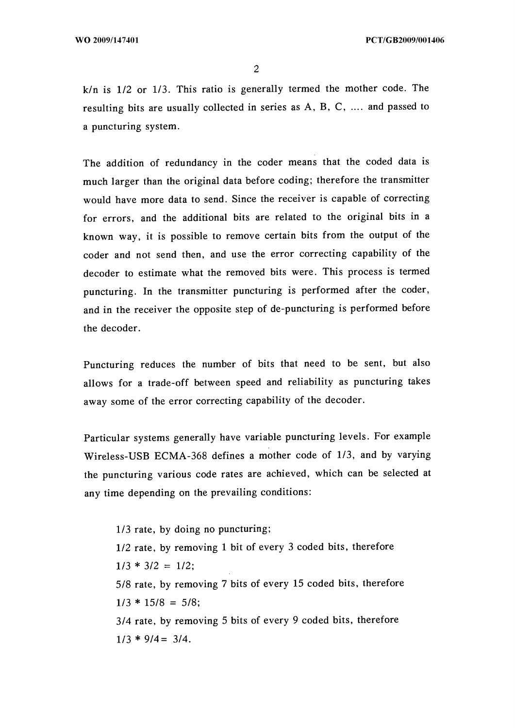$k/n$ is 1/2 or 1/3. This ratio is generally termed the mother code. The resulting bits are usually collected in series as A, B, C, .... and passed to a puncturing system.

The addition of redundancy in the coder means that the coded data is much larger than the original data before coding; therefore the transmitter would have more data to send. Since the receiver is capable of correcting for errors, and the additional bits are related to the original bits in a known way, it is possible to remove certain bits from the output of the coder and not send then, and use the error correcting capability of the decoder to estimate what the removed bits were. This process is termed puncturing. In the transmitter puncturing is performed after the coder, and in the receiver the opposite step of de-puncturing is performed before the decoder.

Puncturing reduces the number of bits that need to be sent, but also allows for a trade-off between speed and reliability as puncturing takes away some of the error correcting capability of the decoder.

Particular systems generally have variable puncturing levels. For example Wireless-USB ECMA-368 defines a mother code of 1/3, and by varying the puncturing various code rates are achieved, which can be selected at any time depending on the prevailing conditions:

1/3 rate, by doing no puncturing;
1/2 rate, by removing 1 bit of every 3 coded bits, therefore $1/3 * 3/2 = 1/2$;
5/8 rate, by removing 7 bits of every 15 coded bits, therefore $1/3 * 15/8 = 5/8$;
3/4 rate, by removing 5 bits of every 9 coded bits, therefore $1/3 * 9/4 = 3/4$.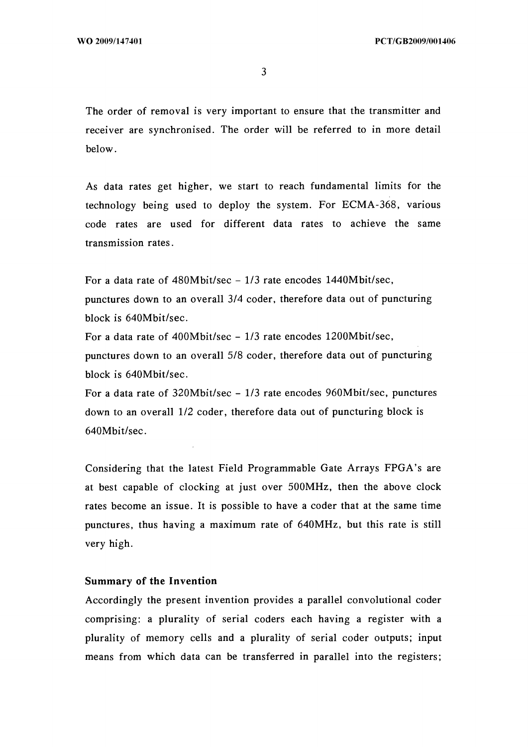The order of removal is very important to ensure that the transmitter and receiver are synchronised. The order will be referred to in more detail below.

As data rates get higher, we start to reach fundamental limits for the technology being used to deploy the system. For ECMA-368, various code rates are used for different data rates to achieve the same transmission rates.

For a data rate of 480Mbit/sec – 1/3 rate encodes 1440Mbit/sec, punctures down to an overall 3/4 coder, therefore data out of puncturing block is 640Mbit/sec.

For a data rate of 400Mbit/sec – 1/3 rate encodes 1200Mbit/sec, punctures down to an overall 5/8 coder, therefore data out of puncturing block is 640Mbit/sec.

For a data rate of 320Mbit/sec – 1/3 rate encodes 960Mbit/sec, punctures down to an overall 1/2 coder, therefore data out of puncturing block is 640Mbit/sec.

Considering that the latest Field Programmable Gate Arrays FPGA's are at best capable of clocking at just over 500MHz, then the above clock rates become an issue. It is possible to have a coder that at the same time punctures, thus having a maximum rate of 640MHz, but this rate is still very high.

**Summary of the Invention**

Accordingly the present invention provides a parallel convolutional coder comprising: a plurality of serial coders each having a register with a plurality of memory cells and a plurality of serial coder outputs; input means from which data can be transferred in parallel into the registers;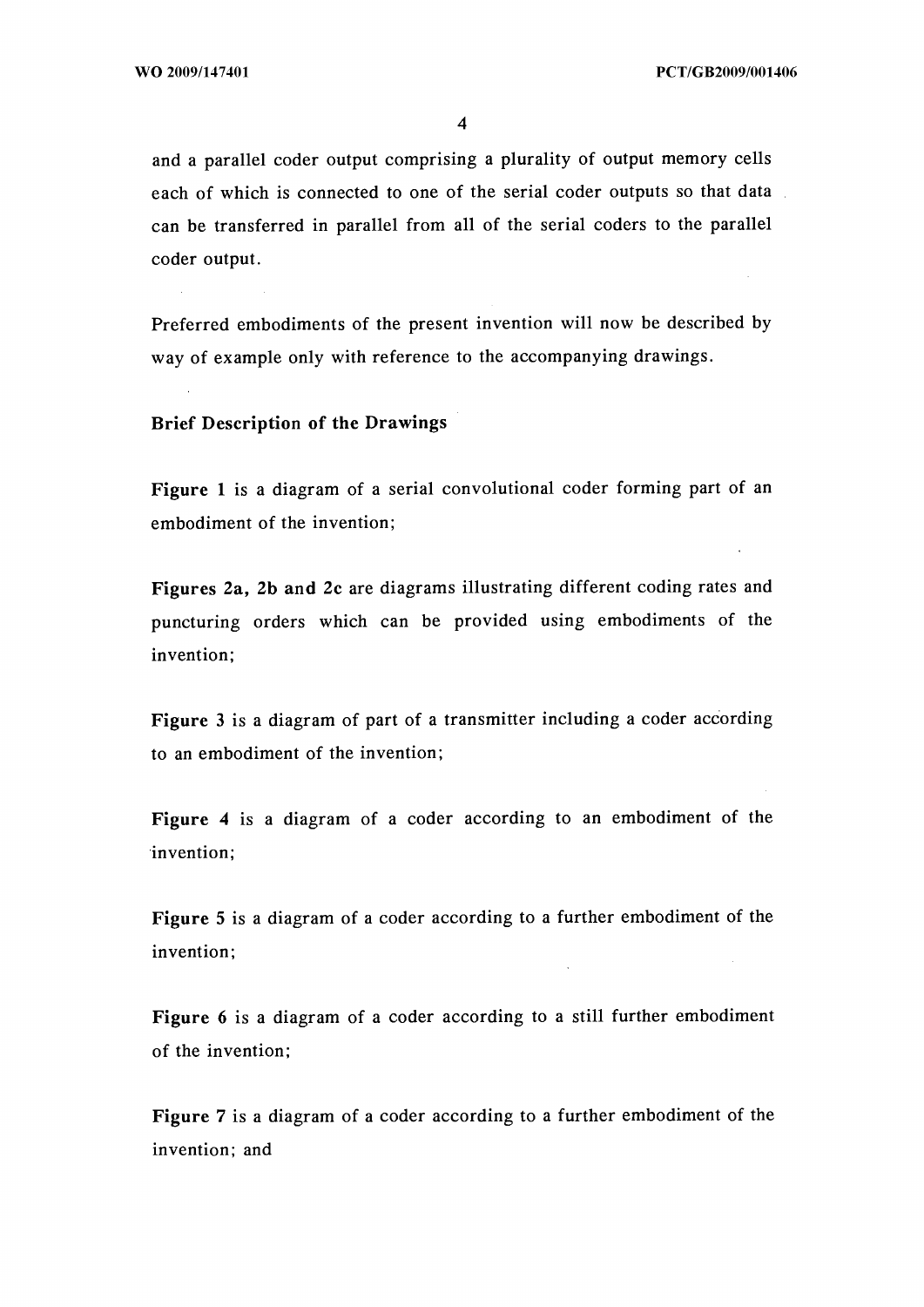and a parallel coder output comprising a plurality of output memory cells each of which is connected to one of the serial coder outputs so that data can be transferred in parallel from all of the serial coders to the parallel coder output.

Preferred embodiments of the present invention will now be described by way of example only with reference to the accompanying drawings.

**Brief Description of the Drawings**

**Figure 1** is a diagram of a serial convolutional coder forming part of an embodiment of the invention;

**Figures 2a, 2b and 2c** are diagrams illustrating different coding rates and puncturing orders which can be provided using embodiments of the invention;

**Figure 3** is a diagram of part of a transmitter including a coder according to an embodiment of the invention;

**Figure 4** is a diagram of a coder according to an embodiment of the invention;

**Figure 5** is a diagram of a coder according to a further embodiment of the invention;

**Figure 6** is a diagram of a coder according to a still further embodiment of the invention;

**Figure 7** is a diagram of a coder according to a further embodiment of the invention; and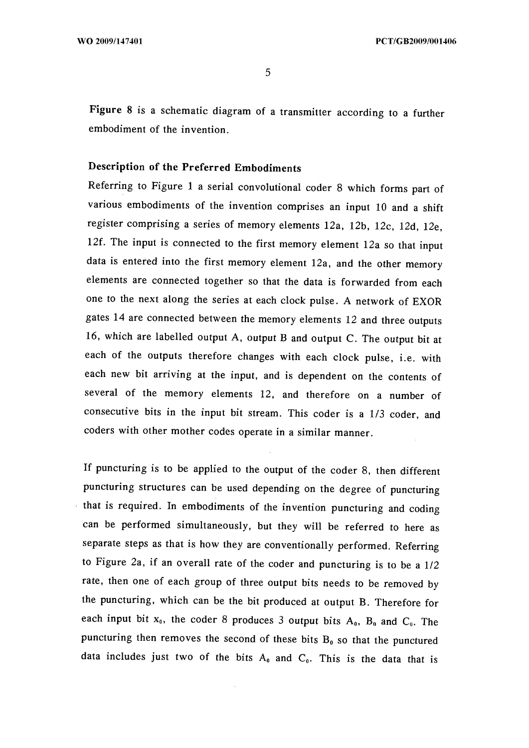Figure 8 is a schematic diagram of a transmitter according to a further embodiment of the invention.

## Description of the Preferred Embodiments

Referring to Figure 1 a serial convolutional coder 8 which forms part of various embodiments of the invention comprises an input 10 and a shift register comprising a series of memory elements 12a, 12b, 12c, 12d, 12e, 12f. The input is connected to the first memory element 12a so that input data is entered into the first memory element 12a, and the other memory elements are connected together so that the data is forwarded from each one to the next along the series at each clock pulse. A network of EXOR gates 14 are connected between the memory elements 12 and three outputs 16, which are labelled output A, output B and output C. The output bit at each of the outputs therefore changes with each clock pulse, i.e. with each new bit arriving at the input, and is dependent on the contents of several of the memory elements 12, and therefore on a number of consecutive bits in the input bit stream. This coder is a 1/3 coder, and coders with other mother codes operate in a similar manner.

If puncturing is to be applied to the output of the coder 8, then different puncturing structures can be used depending on the degree of puncturing that is required. In embodiments of the invention puncturing and coding can be performed simultaneously, but they will be referred to here as separate steps as that is how they are conventionally performed. Referring to Figure 2a, if an overall rate of the coder and puncturing is to be a 1/2 rate, then one of each group of three output bits needs to be removed by the puncturing, which can be the bit produced at output B. Therefore for each input bit $x_0$, the coder 8 produces 3 output bits $A_0$, $B_0$ and $C_0$. The puncturing then removes the second of these bits $B_0$ so that the punctured data includes just two of the bits $A_0$ and $C_0$. This is the data that is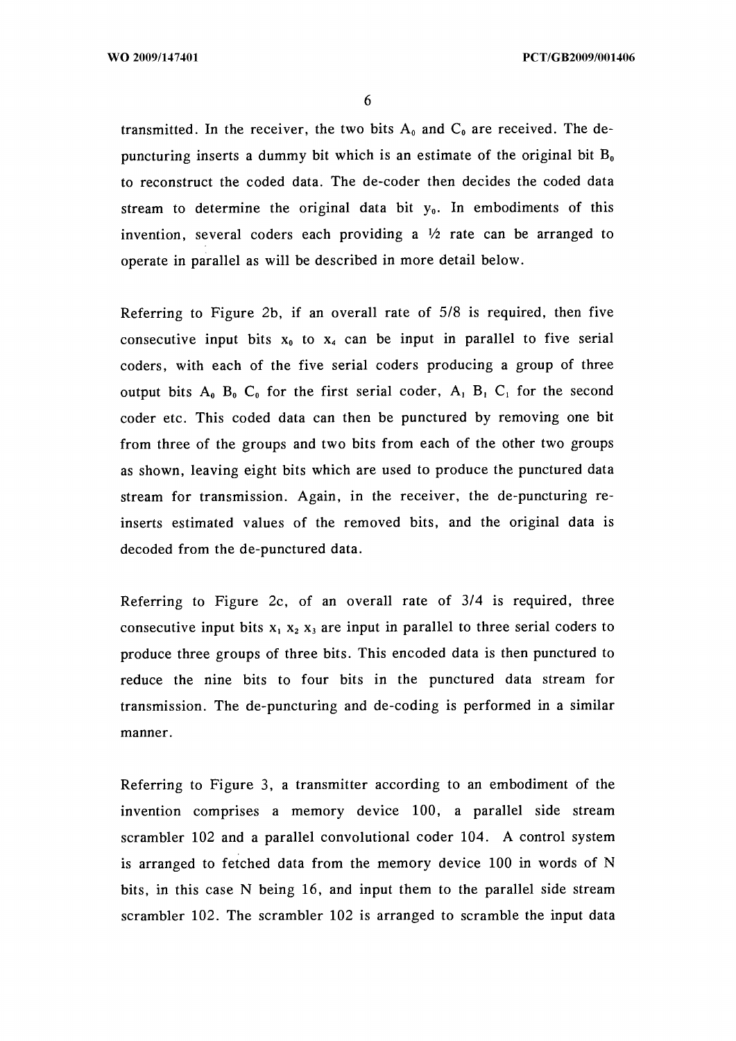transmitted. In the receiver, the two bits $A_0$ and $C_0$ are received. The de-puncturing inserts a dummy bit which is an estimate of the original bit $B_0$ to reconstruct the coded data. The de-coder then decides the coded data stream to determine the original data bit $y_0$. In embodiments of this invention, several coders each providing a ½ rate can be arranged to operate in parallel as will be described in more detail below.

Referring to Figure 2b, if an overall rate of 5/8 is required, then five consecutive input bits $x_0$ to $x_4$ can be input in parallel to five serial coders, with each of the five serial coders producing a group of three output bits $A_0$ $B_0$ $C_0$ for the first serial coder, $A_1$ $B_1$ $C_1$ for the second coder etc. This coded data can then be punctured by removing one bit from three of the groups and two bits from each of the other two groups as shown, leaving eight bits which are used to produce the punctured data stream for transmission. Again, in the receiver, the de-puncturing re-inserts estimated values of the removed bits, and the original data is decoded from the de-punctured data.

Referring to Figure 2c, of an overall rate of 3/4 is required, three consecutive input bits $x_1$ $x_2$ $x_3$ are input in parallel to three serial coders to produce three groups of three bits. This encoded data is then punctured to reduce the nine bits to four bits in the punctured data stream for transmission. The de-puncturing and de-coding is performed in a similar manner.

Referring to Figure 3, a transmitter according to an embodiment of the invention comprises a memory device 100, a parallel side stream scrambler 102 and a parallel convolutional coder 104. A control system is arranged to fetched data from the memory device 100 in words of N bits, in this case N being 16, and input them to the parallel side stream scrambler 102. The scrambler 102 is arranged to scramble the input data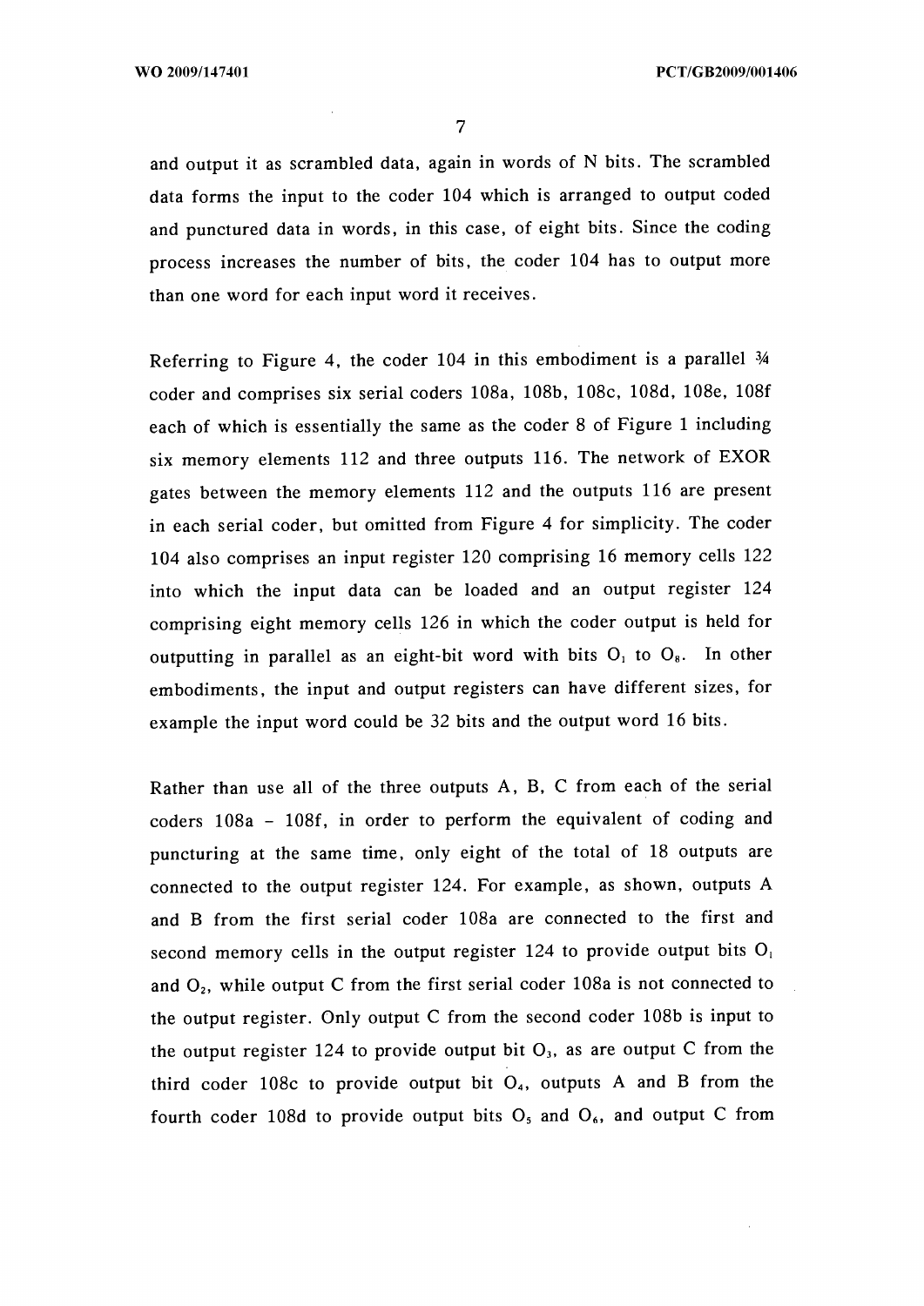and output it as scrambled data, again in words of N bits. The scrambled data forms the input to the coder 104 which is arranged to output coded and punctured data in words, in this case, of eight bits. Since the coding process increases the number of bits, the coder 104 has to output more than one word for each input word it receives.

Referring to Figure 4, the coder 104 in this embodiment is a parallel ¾ coder and comprises six serial coders 108a, 108b, 108c, 108d, 108e, 108f each of which is essentially the same as the coder 8 of Figure 1 including six memory elements 112 and three outputs 116. The network of EXOR gates between the memory elements 112 and the outputs 116 are present in each serial coder, but omitted from Figure 4 for simplicity. The coder 104 also comprises an input register 120 comprising 16 memory cells 122 into which the input data can be loaded and an output register 124 comprising eight memory cells 126 in which the coder output is held for outputting in parallel as an eight-bit word with bits $O_1$ to $O_8$. In other embodiments, the input and output registers can have different sizes, for example the input word could be 32 bits and the output word 16 bits.

Rather than use all of the three outputs A, B, C from each of the serial coders 108a – 108f, in order to perform the equivalent of coding and puncturing at the same time, only eight of the total of 18 outputs are connected to the output register 124. For example, as shown, outputs A and B from the first serial coder 108a are connected to the first and second memory cells in the output register 124 to provide output bits $O_1$ and $O_2$, while output C from the first serial coder 108a is not connected to the output register. Only output C from the second coder 108b is input to the output register 124 to provide output bit $O_3$, as are output C from the third coder 108c to provide output bit $O_4$, outputs A and B from the fourth coder 108d to provide output bits $O_5$ and $O_6$, and output C from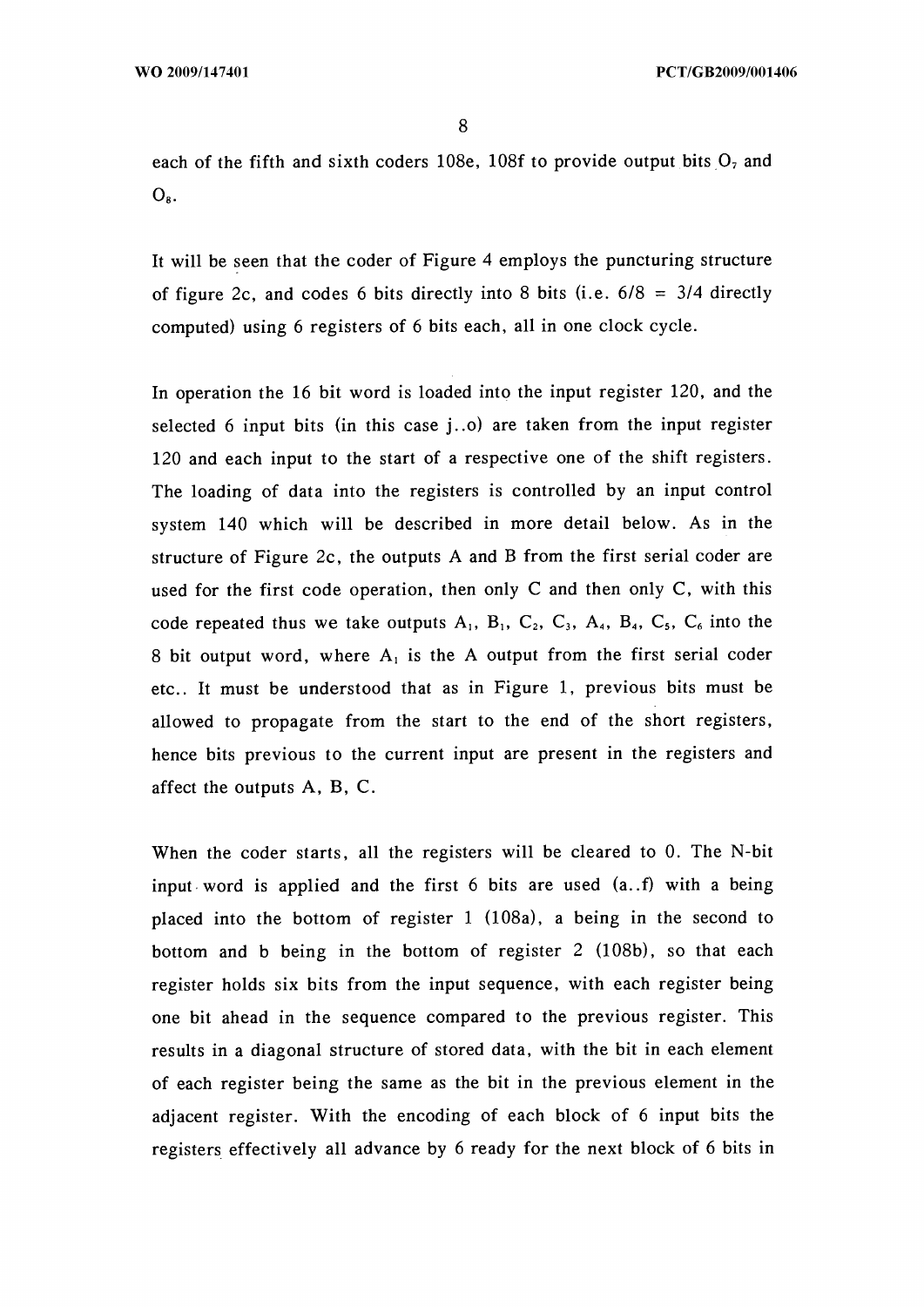each of the fifth and sixth coders 108e, 108f to provide output bits $O_7$ and $O_8$.

It will be seen that the coder of Figure 4 employs the puncturing structure of figure 2c, and codes 6 bits directly into 8 bits (i.e. $6/8 = 3/4$ directly computed) using 6 registers of 6 bits each, all in one clock cycle.

In operation the 16 bit word is loaded into the input register 120, and the selected 6 input bits (in this case j..o) are taken from the input register 120 and each input to the start of a respective one of the shift registers. The loading of data into the registers is controlled by an input control system 140 which will be described in more detail below. As in the structure of Figure 2c, the outputs A and B from the first serial coder are used for the first code operation, then only C and then only C, with this code repeated thus we take outputs $A_1$, $B_1$, $C_2$, $C_3$, $A_4$, $B_4$, $C_5$, $C_6$ into the 8 bit output word, where $A_1$ is the A output from the first serial coder etc.. It must be understood that as in Figure 1, previous bits must be allowed to propagate from the start to the end of the short registers, hence bits previous to the current input are present in the registers and affect the outputs A, B, C.

When the coder starts, all the registers will be cleared to 0. The N-bit input word is applied and the first 6 bits are used (a..f) with a being placed into the bottom of register 1 (108a), a being in the second to bottom and b being in the bottom of register 2 (108b), so that each register holds six bits from the input sequence, with each register being one bit ahead in the sequence compared to the previous register. This results in a diagonal structure of stored data, with the bit in each element of each register being the same as the bit in the previous element in the adjacent register. With the encoding of each block of 6 input bits the registers effectively all advance by 6 ready for the next block of 6 bits in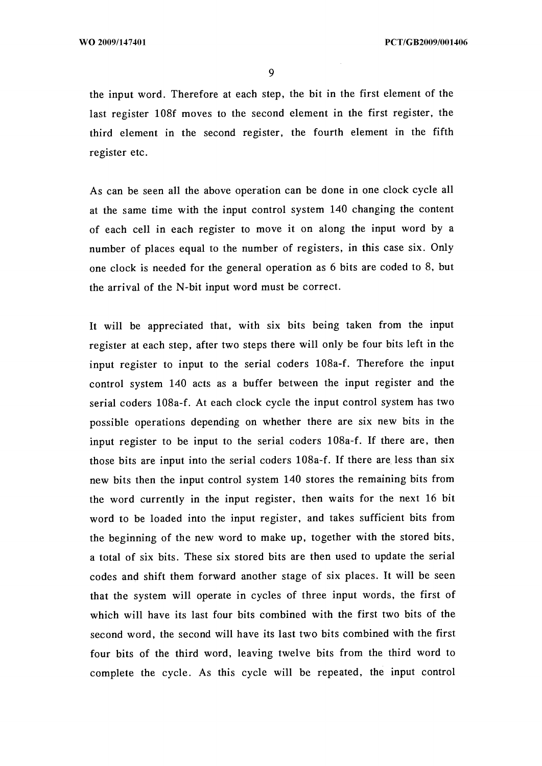the input word. Therefore at each step, the bit in the first element of the last register 108f moves to the second element in the first register, the third element in the second register, the fourth element in the fifth register etc.

As can be seen all the above operation can be done in one clock cycle all at the same time with the input control system 140 changing the content of each cell in each register to move it on along the input word by a number of places equal to the number of registers, in this case six. Only one clock is needed for the general operation as 6 bits are coded to 8, but the arrival of the N-bit input word must be correct.

It will be appreciated that, with six bits being taken from the input register at each step, after two steps there will only be four bits left in the input register to input to the serial coders 108a-f. Therefore the input control system 140 acts as a buffer between the input register and the serial coders 108a-f. At each clock cycle the input control system has two possible operations depending on whether there are six new bits in the input register to be input to the serial coders 108a-f. If there are, then those bits are input into the serial coders 108a-f. If there are less than six new bits then the input control system 140 stores the remaining bits from the word currently in the input register, then waits for the next 16 bit word to be loaded into the input register, and takes sufficient bits from the beginning of the new word to make up, together with the stored bits, a total of six bits. These six stored bits are then used to update the serial codes and shift them forward another stage of six places. It will be seen that the system will operate in cycles of three input words, the first of which will have its last four bits combined with the first two bits of the second word, the second will have its last two bits combined with the first four bits of the third word, leaving twelve bits from the third word to complete the cycle. As this cycle will be repeated, the input control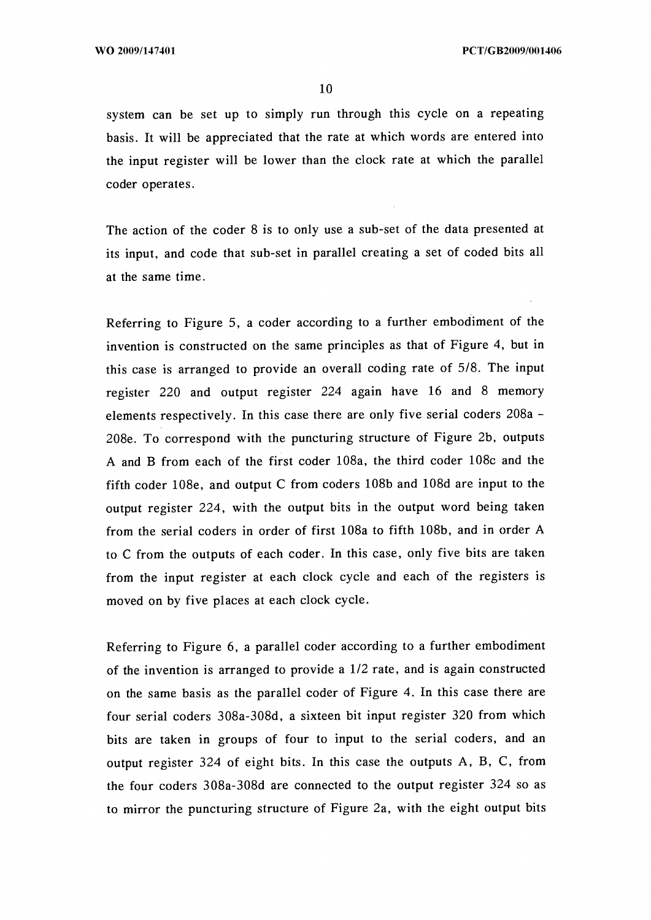system can be set up to simply run through this cycle on a repeating basis. It will be appreciated that the rate at which words are entered into the input register will be lower than the clock rate at which the parallel coder operates.

The action of the coder 8 is to only use a sub-set of the data presented at its input, and code that sub-set in parallel creating a set of coded bits all at the same time.

Referring to Figure 5, a coder according to a further embodiment of the invention is constructed on the same principles as that of Figure 4, but in this case is arranged to provide an overall coding rate of 5/8. The input register 220 and output register 224 again have 16 and 8 memory elements respectively. In this case there are only five serial coders 208a - 208e. To correspond with the puncturing structure of Figure 2b, outputs A and B from each of the first coder 108a, the third coder 108c and the fifth coder 108e, and output C from coders 108b and 108d are input to the output register 224, with the output bits in the output word being taken from the serial coders in order of first 108a to fifth 108b, and in order A to C from the outputs of each coder. In this case, only five bits are taken from the input register at each clock cycle and each of the registers is moved on by five places at each clock cycle.

Referring to Figure 6, a parallel coder according to a further embodiment of the invention is arranged to provide a 1/2 rate, and is again constructed on the same basis as the parallel coder of Figure 4. In this case there are four serial coders 308a-308d, a sixteen bit input register 320 from which bits are taken in groups of four to input to the serial coders, and an output register 324 of eight bits. In this case the outputs A, B, C, from the four coders 308a-308d are connected to the output register 324 so as to mirror the puncturing structure of Figure 2a, with the eight output bits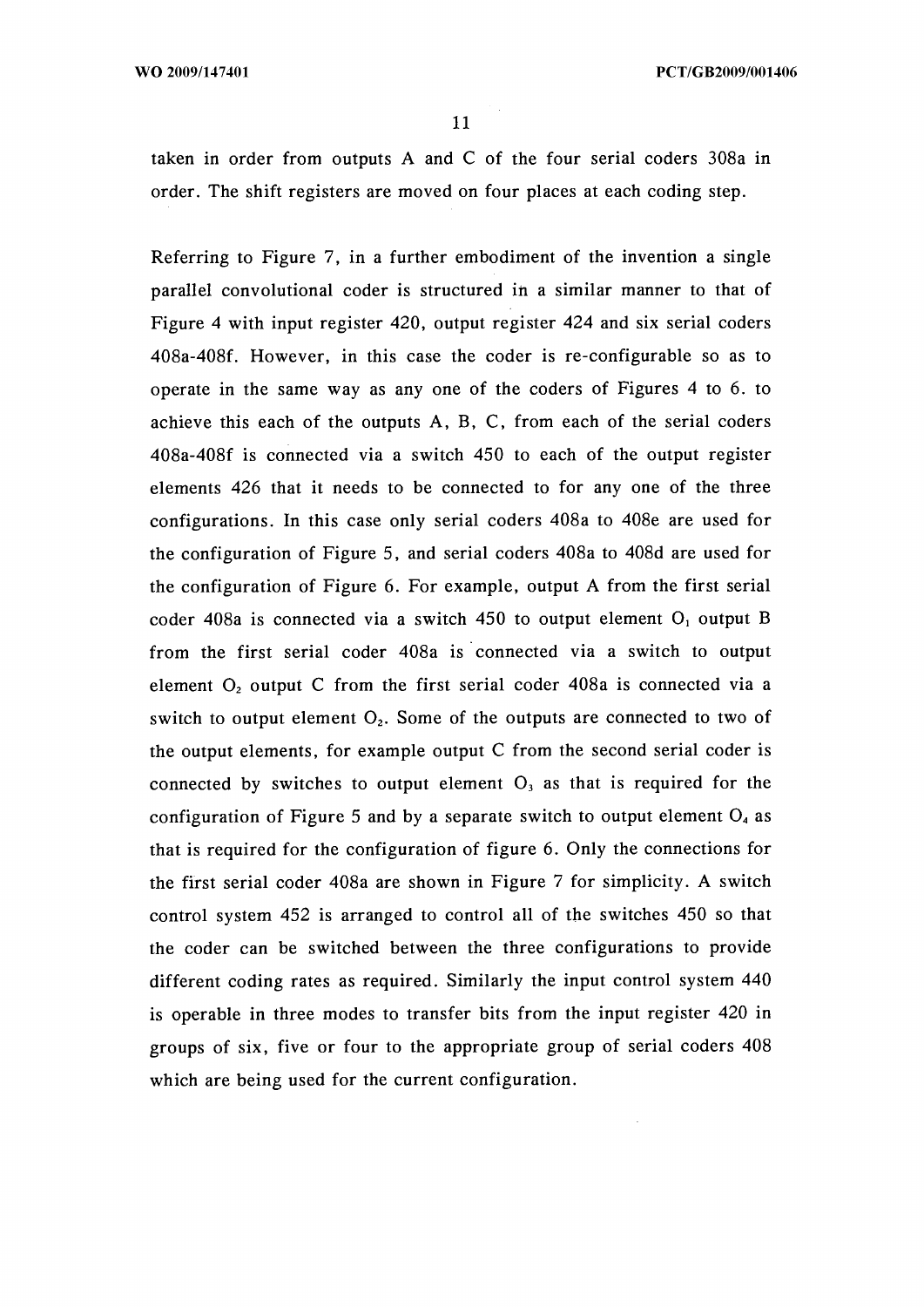taken in order from outputs A and C of the four serial coders 308a in order. The shift registers are moved on four places at each coding step.

Referring to Figure 7, in a further embodiment of the invention a single parallel convolutional coder is structured in a similar manner to that of Figure 4 with input register 420, output register 424 and six serial coders 408a-408f. However, in this case the coder is re-configurable so as to operate in the same way as any one of the coders of Figures 4 to 6. to achieve this each of the outputs A, B, C, from each of the serial coders 408a-408f is connected via a switch 450 to each of the output register elements 426 that it needs to be connected to for any one of the three configurations. In this case only serial coders 408a to 408e are used for the configuration of Figure 5, and serial coders 408a to 408d are used for the configuration of Figure 6. For example, output A from the first serial coder 408a is connected via a switch 450 to output element $O_1$ output B from the first serial coder 408a is connected via a switch to output element $O_2$ output C from the first serial coder 408a is connected via a switch to output element $O_2$. Some of the outputs are connected to two of the output elements, for example output C from the second serial coder is connected by switches to output element $O_3$ as that is required for the configuration of Figure 5 and by a separate switch to output element $O_4$ as that is required for the configuration of figure 6. Only the connections for the first serial coder 408a are shown in Figure 7 for simplicity. A switch control system 452 is arranged to control all of the switches 450 so that the coder can be switched between the three configurations to provide different coding rates as required. Similarly the input control system 440 is operable in three modes to transfer bits from the input register 420 in groups of six, five or four to the appropriate group of serial coders 408 which are being used for the current configuration.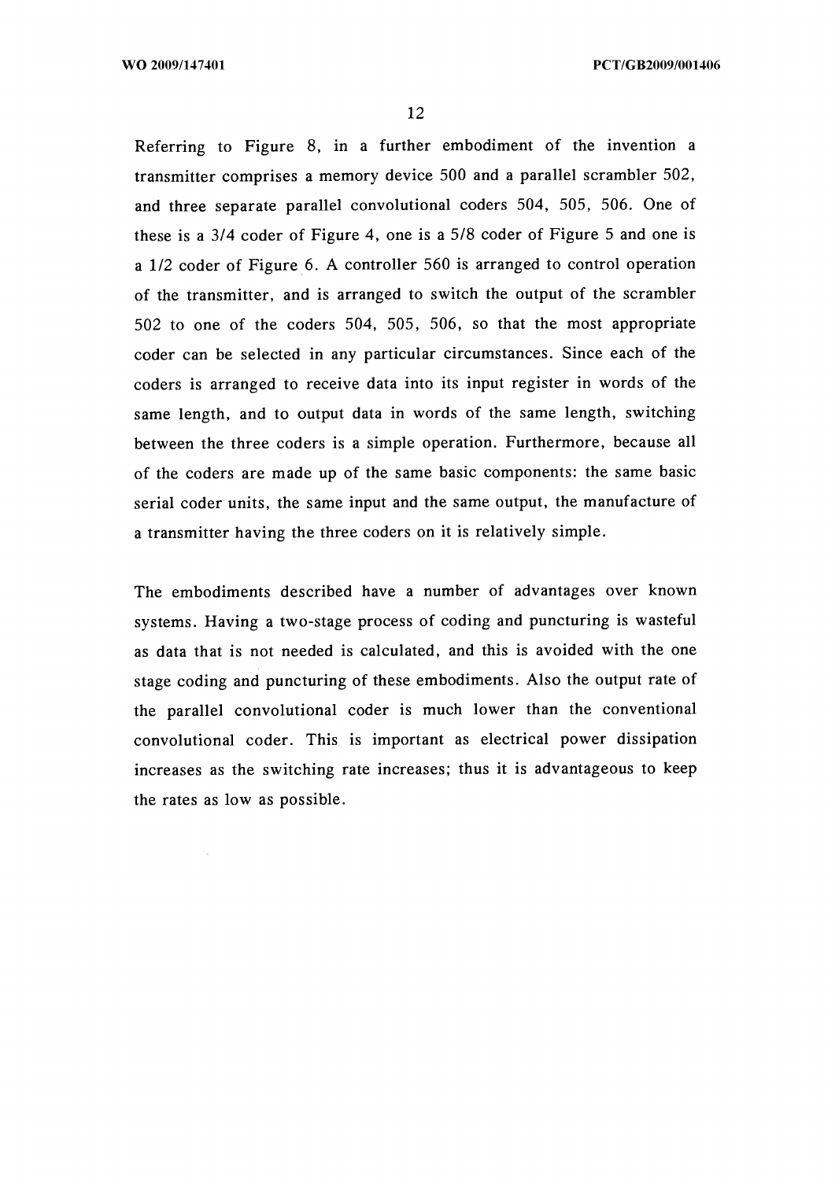Referring to Figure 8, in a further embodiment of the invention a transmitter comprises a memory device 500 and a parallel scrambler 502, and three separate parallel convolutional coders 504, 505, 506. One of these is a 3/4 coder of Figure 4, one is a 5/8 coder of Figure 5 and one is a 1/2 coder of Figure 6. A controller 560 is arranged to control operation of the transmitter, and is arranged to switch the output of the scrambler 502 to one of the coders 504, 505, 506, so that the most appropriate coder can be selected in any particular circumstances. Since each of the coders is arranged to receive data into its input register in words of the same length, and to output data in words of the same length, switching between the three coders is a simple operation. Furthermore, because all of the coders are made up of the same basic components: the same basic serial coder units, the same input and the same output, the manufacture of a transmitter having the three coders on it is relatively simple.

The embodiments described have a number of advantages over known systems. Having a two-stage process of coding and puncturing is wasteful as data that is not needed is calculated, and this is avoided with the one stage coding and puncturing of these embodiments. Also the output rate of the parallel convolutional coder is much lower than the conventional convolutional coder. This is important as electrical power dissipation increases as the switching rate increases; thus it is advantageous to keep the rates as low as possible.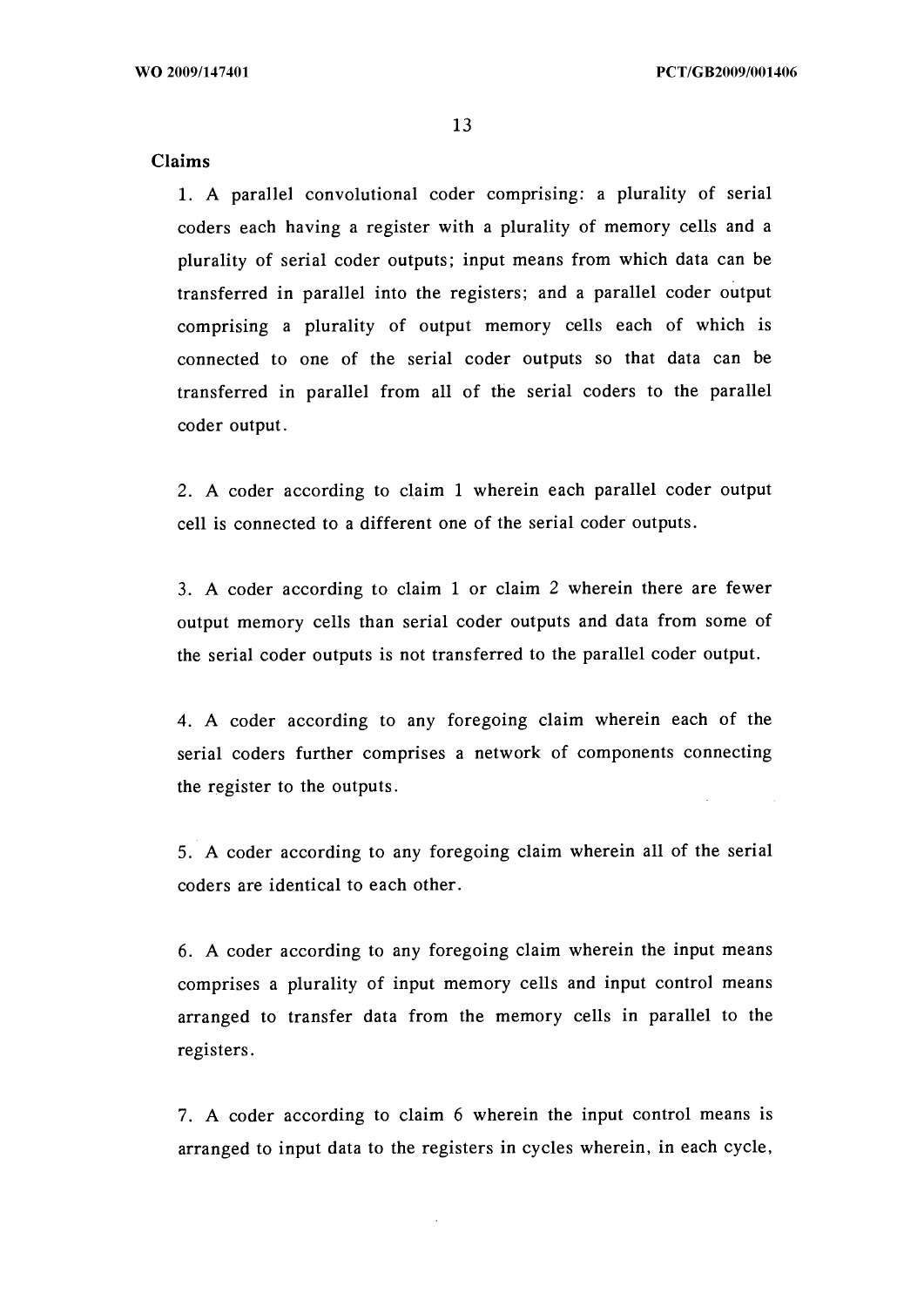## Claims

1. A parallel convolutional coder comprising: a plurality of serial coders each having a register with a plurality of memory cells and a plurality of serial coder outputs; input means from which data can be transferred in parallel into the registers; and a parallel coder output comprising a plurality of output memory cells each of which is connected to one of the serial coder outputs so that data can be transferred in parallel from all of the serial coders to the parallel coder output.

2. A coder according to claim 1 wherein each parallel coder output cell is connected to a different one of the serial coder outputs.

3. A coder according to claim 1 or claim 2 wherein there are fewer output memory cells than serial coder outputs and data from some of the serial coder outputs is not transferred to the parallel coder output.

4. A coder according to any foregoing claim wherein each of the serial coders further comprises a network of components connecting the register to the outputs.

5. A coder according to any foregoing claim wherein all of the serial coders are identical to each other.

6. A coder according to any foregoing claim wherein the input means comprises a plurality of input memory cells and input control means arranged to transfer data from the memory cells in parallel to the registers.

7. A coder according to claim 6 wherein the input control means is arranged to input data to the registers in cycles wherein, in each cycle,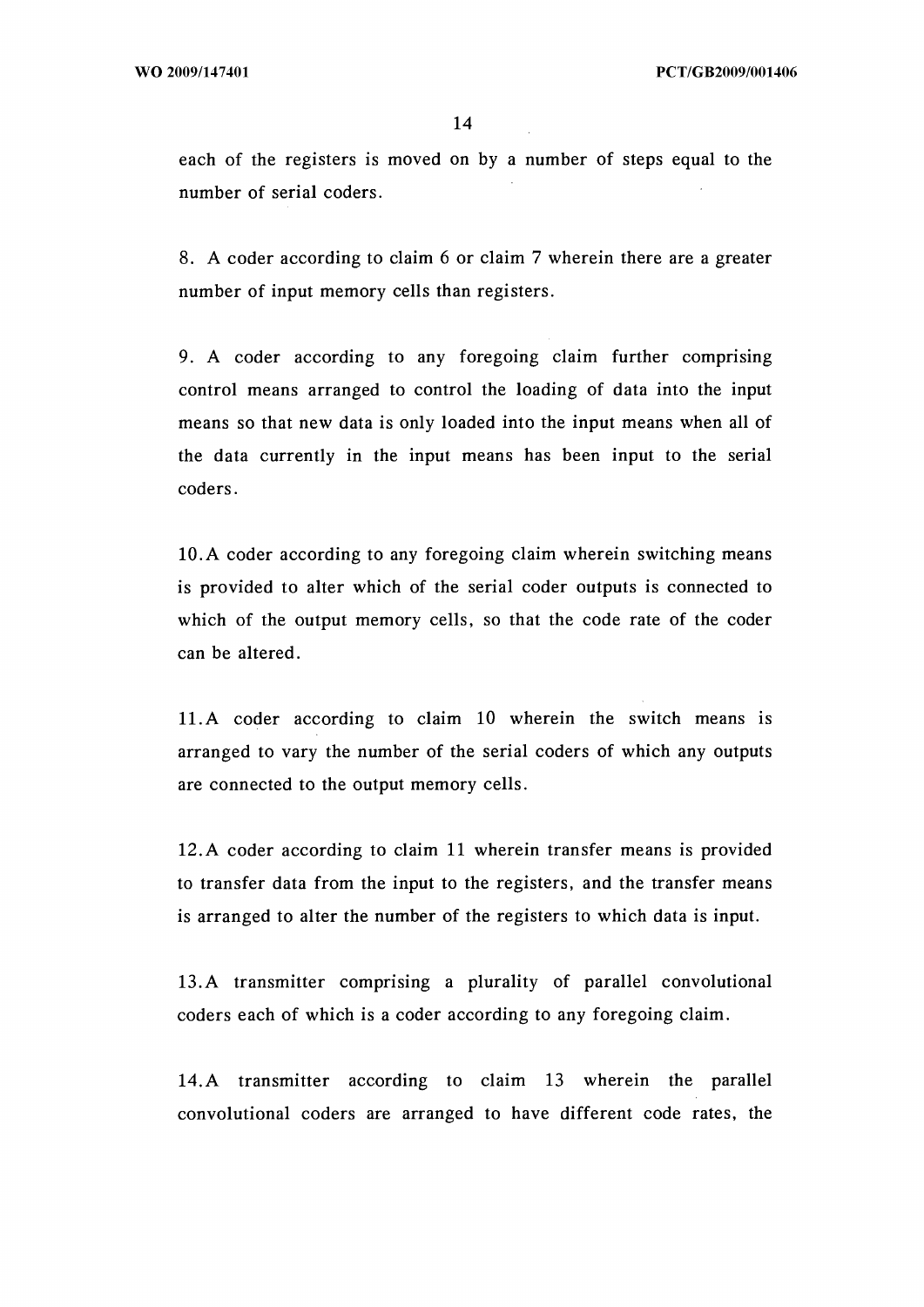each of the registers is moved on by a number of steps equal to the number of serial coders.

8. A coder according to claim 6 or claim 7 wherein there are a greater number of input memory cells than registers.

9. A coder according to any foregoing claim further comprising control means arranged to control the loading of data into the input means so that new data is only loaded into the input means when all of the data currently in the input means has been input to the serial coders.

10. A coder according to any foregoing claim wherein switching means is provided to alter which of the serial coder outputs is connected to which of the output memory cells, so that the code rate of the coder can be altered.

11. A coder according to claim 10 wherein the switch means is arranged to vary the number of the serial coders of which any outputs are connected to the output memory cells.

12. A coder according to claim 11 wherein transfer means is provided to transfer data from the input to the registers, and the transfer means is arranged to alter the number of the registers to which data is input.

13. A transmitter comprising a plurality of parallel convolutional coders each of which is a coder according to any foregoing claim.

14. A transmitter according to claim 13 wherein the parallel convolutional coders are arranged to have different code rates, the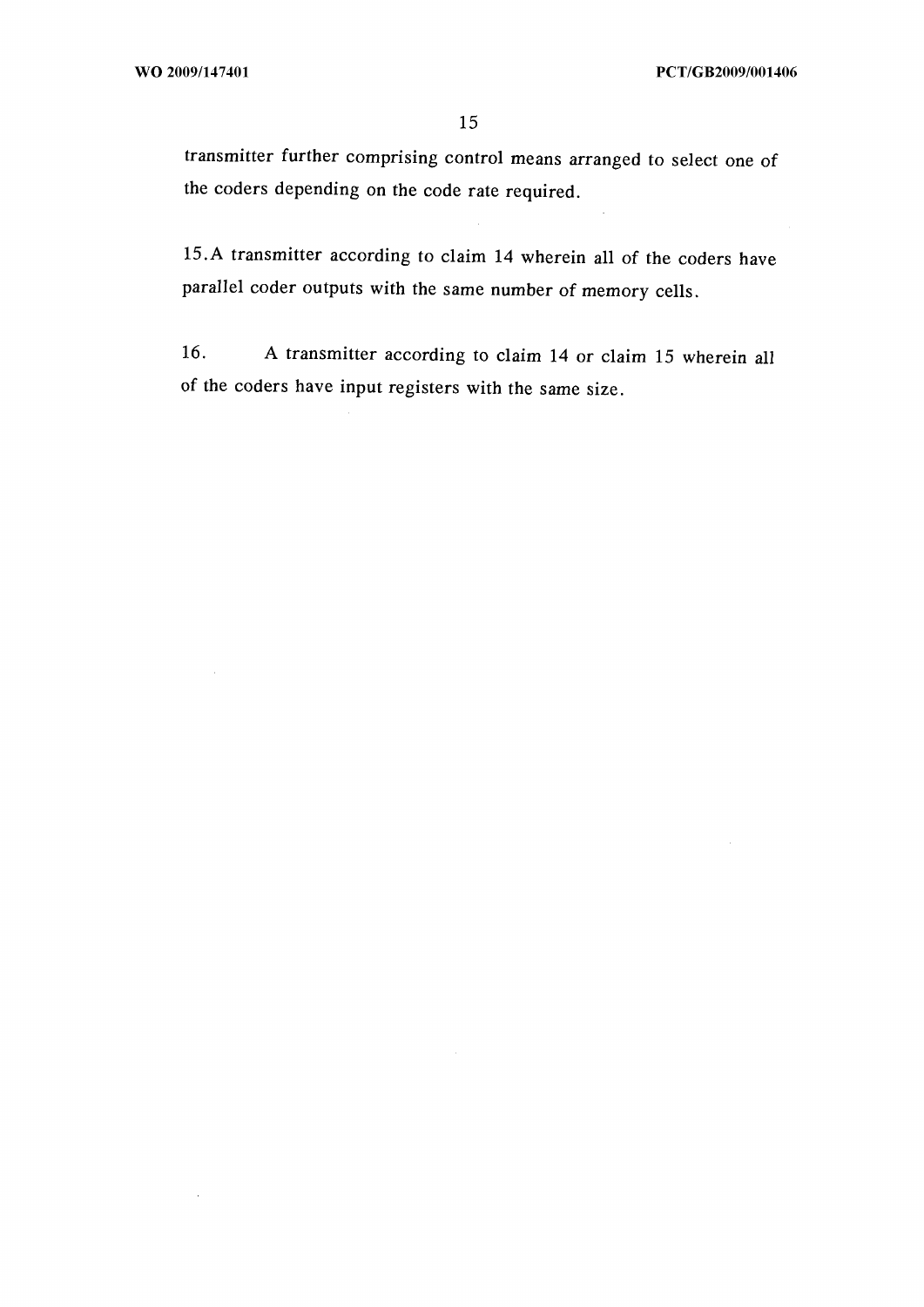transmitter further comprising control means arranged to select one of the coders depending on the code rate required.

15. A transmitter according to claim 14 wherein all of the coders have parallel coder outputs with the same number of memory cells.

16. A transmitter according to claim 14 or claim 15 wherein all of the coders have input registers with the same size.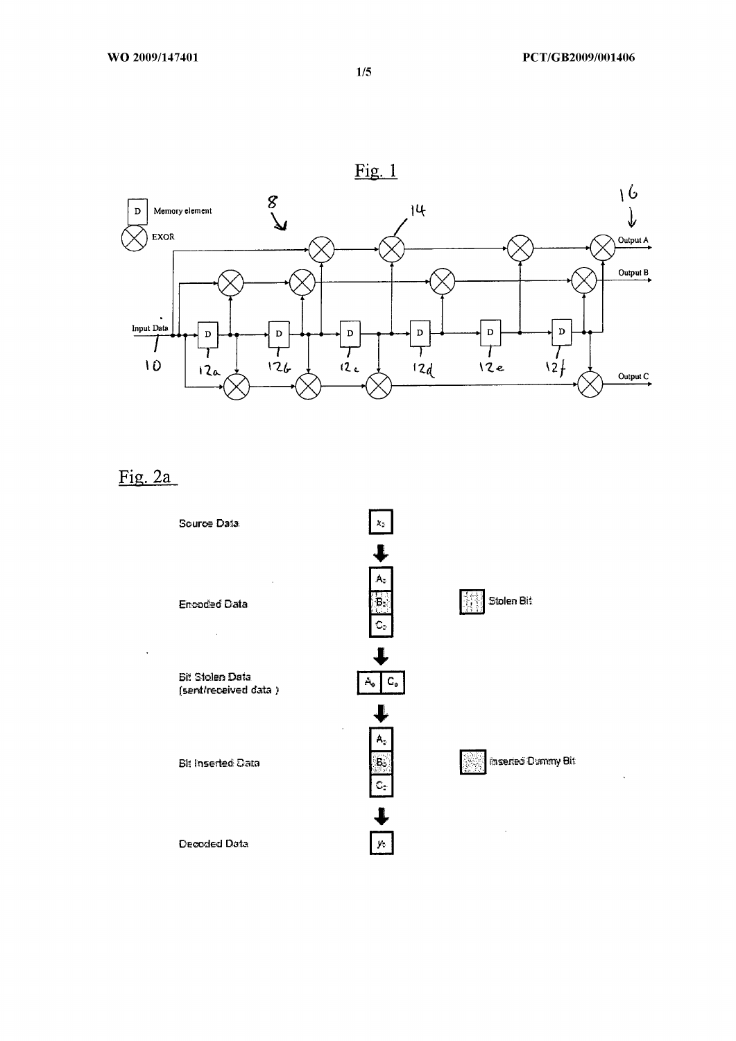Fig. 1

D Memory element

EXOR

Input Data

Output A

Output B

Output C

10

12a

12b

12c

12d

12e

12f

8

14

16

Fig. 2a

Source Data $x_0$

Encoded Data $A_0$ $B_0$ $C_0$

Stolen Bit

Bit Stolen Data (sent/received data) $A_0$ $C_0$

Bit Inserted Data $A_0$ $B_0$ $C_0$

Inserted Dummy Bit

Decoded Data $y_0$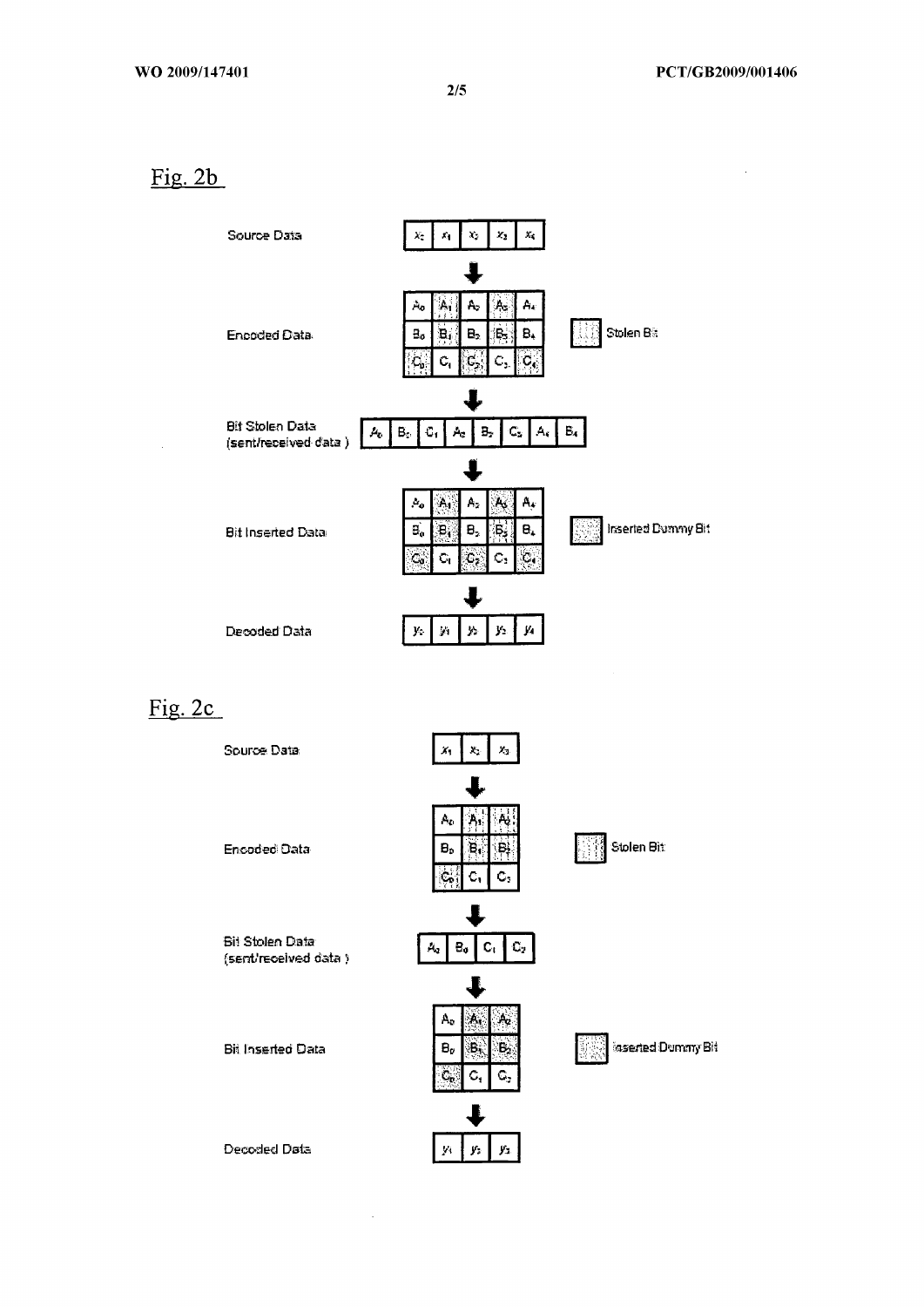## Fig. 2b

Source Data

| $x_0$ | $x_1$ | $x_2$ | $x_3$ | $x_4$ |
|---|---|---|---|---|

Encoded Data

| $A_0$ | $A_1$ | $A_2$ | $A_3$ | $A_4$ |
|---|---|---|---|---|
| $B_0$ | $B_1$ | $B_2$ | $B_3$ | $B_4$ |
| $C_0$ | $C_1$ | $C_2$ | $C_3$ | $C_4$ |

Stolen Bit

Bit Stolen Data (sent/received data)

| $A_0$ | $B_0$ | $C_1$ | $A_2$ | $B_2$ | $C_3$ | $A_4$ | $B_4$ |
|---|---|---|---|---|---|---|---|

Bit Inserted Data

| $A_0$ | $A_1$ | $A_2$ | $A_3$ | $A_4$ |
|---|---|---|---|---|
| $B_0$ | $B_1$ | $B_2$ | $B_3$ | $B_4$ |
| $C_0$ | $C_1$ | $C_2$ | $C_3$ | $C_4$ |

Inserted Dummy Bit

Decoded Data

| $y_0$ | $y_1$ | $y_2$ | $y_3$ | $y_4$ |
|---|---|---|---|---|

## Fig. 2c

Source Data

| $x_1$ | $x_2$ | $x_3$ |
|---|---|---|

Encoded Data

| $A_0$ | $A_1$ | $A_2$ |
|---|---|---|
| $B_0$ | $B_1$ | $B_2$ |
| $C_0$ | $C_1$ | $C_2$ |

Stolen Bit

Bit Stolen Data (sent/received data)

| $A_0$ | $B_0$ | $C_1$ | $C_2$ |
|---|---|---|---|

Bit Inserted Data

| $A_0$ | $A_1$ | $A_2$ |
|---|---|---|
| $B_0$ | $B_1$ | $B_2$ |
| $C_0$ | $C_1$ | $C_2$ |

Inserted Dummy Bit

Decoded Data

| $y_1$ | $y_2$ | $y_3$ |
|---|---|---|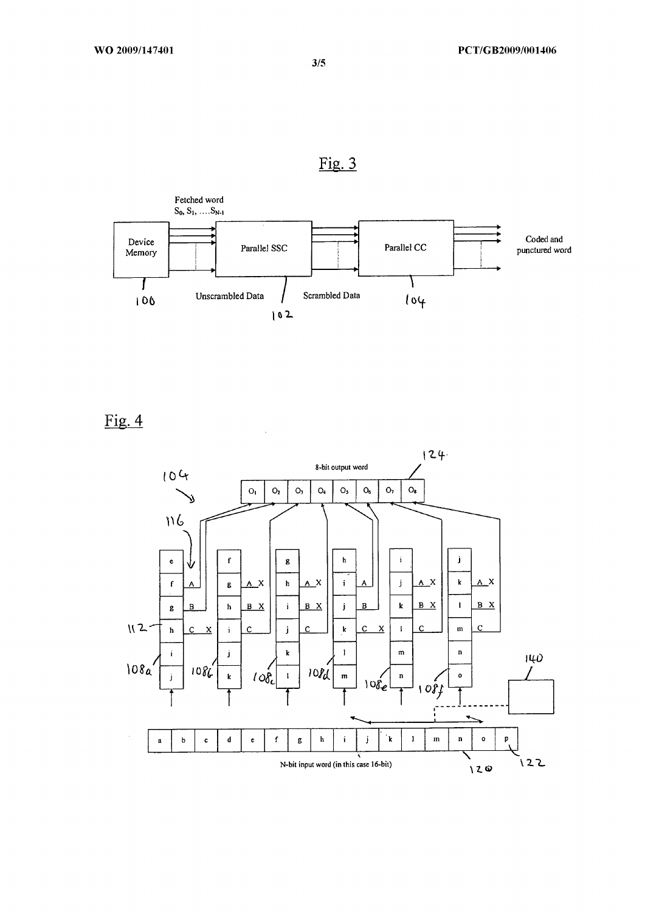Fig. 3

Fetched word
$S_0, S_1, \ldots S_{N-1}$

Device Memory

Parallel SSC

Parallel CC

Coded and punctured word

100

Unscrambled Data

102

Scrambled Data

104

Fig. 4

124

8-bit output word

| $O_1$ | $O_2$ | $O_3$ | $O_4$ | $O_5$ | $O_6$ | $O_7$ | $O_8$ |
|---|---|---|---|---|---|---|---|

104

116

112

108a

108b

108c

108d

108e

108f

140

| a | b | c | d | e | f | g | h | i | j | k | l | m | n | o | p |
|---|---|---|---|---|---|---|---|---|---|---|---|---|---|---|---|

N-bit input word (in this case 16-bit)

120

122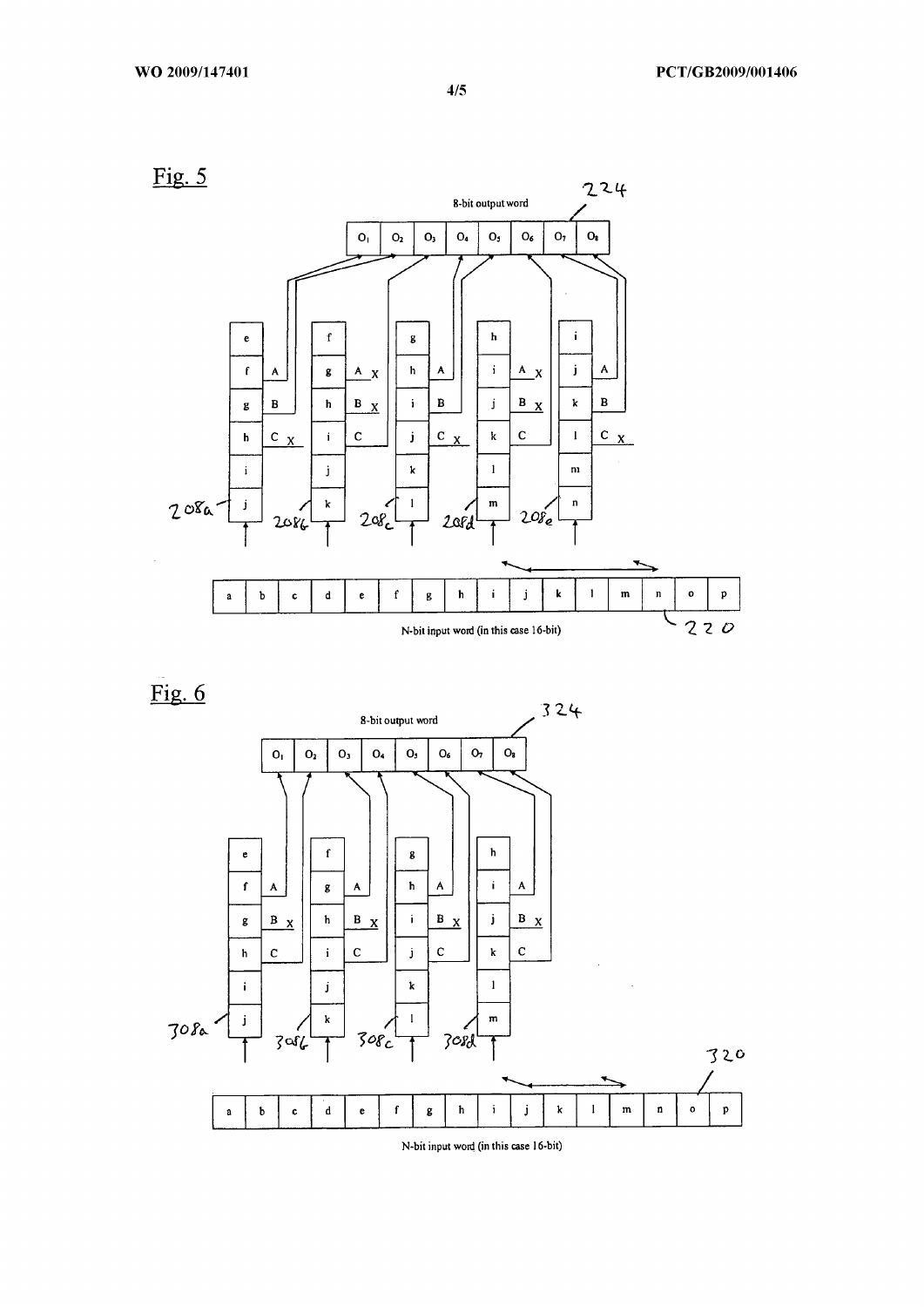## Fig. 5

8-bit output word

224

| $O_1$ | $O_2$ | $O_3$ | $O_4$ | $O_5$ | $O_6$ | $O_7$ | $O_8$ |
|---|---|---|---|---|---|---|---|

| 208a | 208b | 208c | 208d | 208e |
|---|---|---|---|---|
| e | f | g | h | i |
| f A | g A X | h A | i A X | j A |
| g B | h B X | i B | j B X | k B |
| h C X | i C | j C X | k C | l C X |
| i | j | k | l | m |
| j | k | l | m | n |

| a | b | c | d | e | f | g | h | i | j | k | l | m | n | o | p |
|---|---|---|---|---|---|---|---|---|---|---|---|---|---|---|---|

N-bit input word (in this case 16-bit)

220

## Fig. 6

8-bit output word

324

| $O_1$ | $O_2$ | $O_3$ | $O_4$ | $O_5$ | $O_6$ | $O_7$ | $O_8$ |
|---|---|---|---|---|---|---|---|

| 308a | 308b | 308c | 308d |
|---|---|---|---|
| e | f | g | h |
| f A | g A | h A | i A |
| g B X | h B X | i B X | j B X |
| h C | i C | j C | k C |
| i | j | k | l |
| j | k | l | m |

320

| a | b | c | d | e | f | g | h | i | j | k | l | m | n | o | p |
|---|---|---|---|---|---|---|---|---|---|---|---|---|---|---|---|

N-bit input word (in this case 16-bit)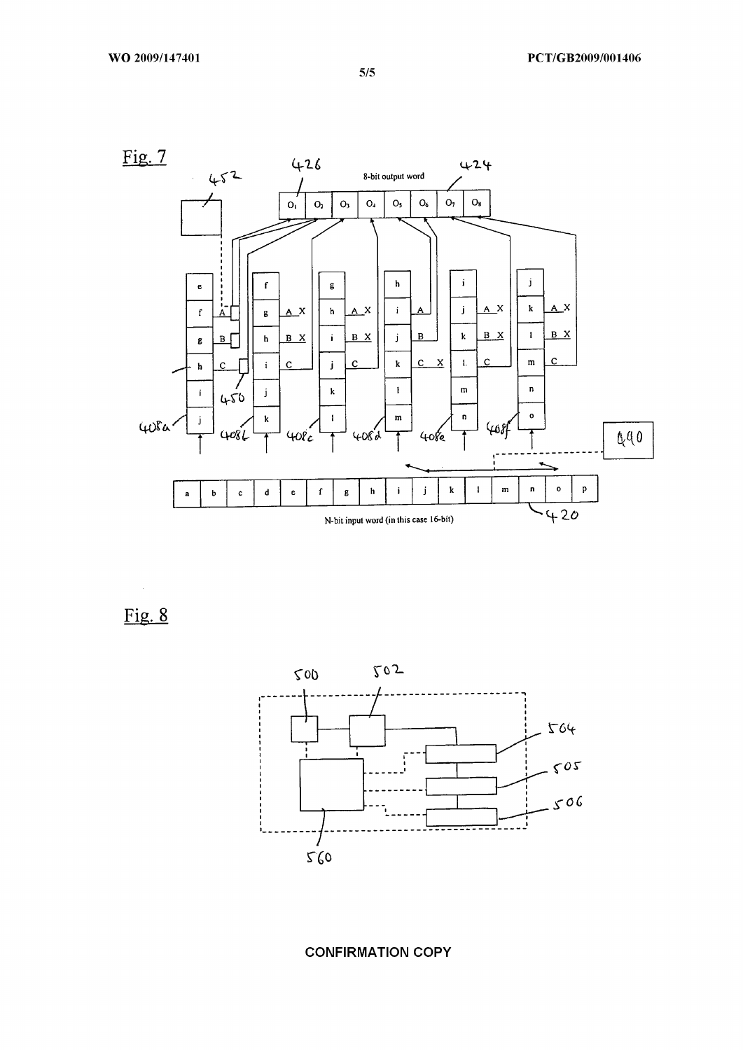Fig. 7

Fig. 8

CONFIRMATION COPY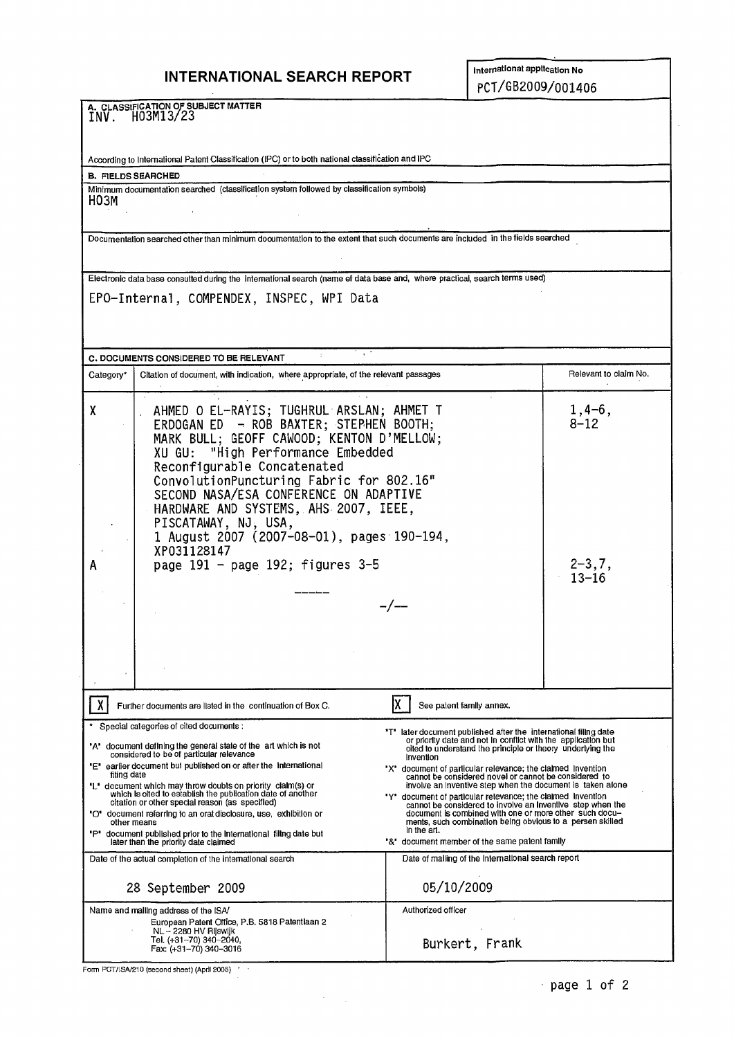# INTERNATIONAL SEARCH REPORT

International application No
PCT/GB2009/001406

**A. CLASSIFICATION OF SUBJECT MATTER**
INV. H03M13/23

According to International Patent Classification (IPC) or to both national classification and IPC

**B. FIELDS SEARCHED**

Minimum documentation searched (classification system followed by classification symbols)
H03M

Documentation searched other than minimum documentation to the extent that such documents are included in the fields searched

Electronic data base consulted during the international search (name of data base and, where practical, search terms used)

EPO-Internal, COMPENDEX, INSPEC, WPI Data

**C. DOCUMENTS CONSIDERED TO BE RELEVANT**

| Category* | Citation of document, with indication, where appropriate, of the relevant passages | Relevant to claim No. |
|---|---|---|
| X | AHMED O EL-RAYIS; TUGHRUL ARSLAN; AHMET T ERDOGAN ED - ROB BAXTER; STEPHEN BOOTH; MARK BULL; GEOFF CAWOOD; KENTON D'MELLOW; XU GU: "High Performance Embedded Reconfigurable Concatenated ConvolutionPuncturing Fabric for 802.16" SECOND NASA/ESA CONFERENCE ON ADAPTIVE HARDWARE AND SYSTEMS, AHS 2007, IEEE, PISCATAWAY, NJ, USA, 1 August 2007 (2007-08-01), pages 190-194, XP031128147 | 1,4-6, 8-12 |
| A | page 191 - page 192; figures 3-5 | 2-3,7, 13-16 |

-/--

[X] Further documents are listed in the continuation of Box C.

[X] See patent family annex.

\* Special categories of cited documents :

"A" document defining the general state of the art which is not considered to be of particular relevance

"E" earlier document but published on or after the international filing date

"L" document which may throw doubts on priority claim(s) or which is cited to establish the publication date of another citation or other special reason (as specified)

"O" document referring to an oral disclosure, use, exhibition or other means

"P" document published prior to the international filing date but later than the priority date claimed

"T" later document published after the international filing date or priority date and not in conflict with the application but cited to understand the principle or theory underlying the invention

"X" document of particular relevance; the claimed invention cannot be considered novel or cannot be considered to involve an inventive step when the document is taken alone

"Y" document of particular relevance; the claimed invention cannot be considered to involve an inventive step when the document is combined with one or more other such documents, such combination being obvious to a person skilled in the art.

"&" document member of the same patent family

| Date of the actual completion of the international search | Date of mailing of the international search report |
|---|---|
| 28 September 2009 | 05/10/2009 |

| Name and mailing address of the ISA/ | Authorized officer |
|---|---|
| European Patent Office, P.B. 5818 Patentlaan 2 NL - 2280 HV Rijswijk Tel. (+31-70) 340-2040, Fax: (+31-70) 340-3016 | Burkert, Frank |

Form PCT/ISA/210 (second sheet) (April 2005)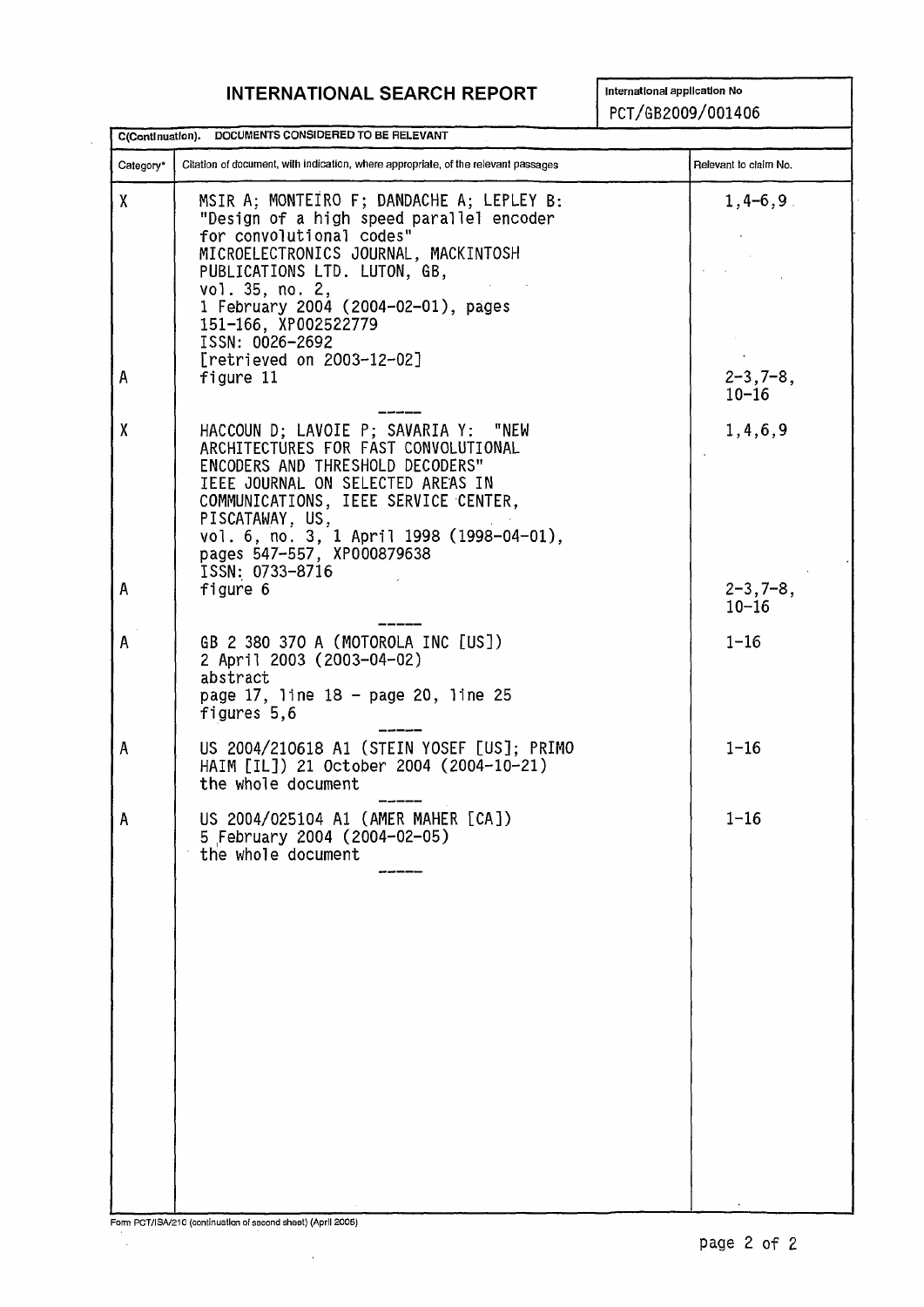# INTERNATIONAL SEARCH REPORT

International application No
PCT/GB2009/001406

**C(Continuation). DOCUMENTS CONSIDERED TO BE RELEVANT**

| Category* | Citation of document, with indication, where appropriate, of the relevant passages | Relevant to claim No. |
|---|---|---|
| X | MSIR A; MONTEIRO F; DANDACHE A; LEPLEY B: "Design of a high speed parallel encoder for convolutional codes" MICROELECTRONICS JOURNAL, MACKINTOSH PUBLICATIONS LTD. LUTON, GB, vol. 35, no. 2, 1 February 2004 (2004-02-01), pages 151-166, XP002522779 ISSN: 0026-2692 [retrieved on 2003-12-02] | 1,4-6,9 |
| A | figure 11 | 2-3,7-8, 10-16 |
| X | HACCOUN D; LAVOIE P; SAVARIA Y: "NEW ARCHITECTURES FOR FAST CONVOLUTIONAL ENCODERS AND THRESHOLD DECODERS" IEEE JOURNAL ON SELECTED AREAS IN COMMUNICATIONS, IEEE SERVICE CENTER, PISCATAWAY, US, vol. 6, no. 3, 1 April 1998 (1998-04-01), pages 547-557, XP000879638 ISSN: 0733-8716 | 1,4,6,9 |
| A | figure 6 | 2-3,7-8, 10-16 |
| A | GB 2 380 370 A (MOTOROLA INC [US]) 2 April 2003 (2003-04-02) abstract page 17, line 18 - page 20, line 25 figures 5,6 | 1-16 |
| A | US 2004/210618 A1 (STEIN YOSEF [US]; PRIMO HAIM [IL]) 21 October 2004 (2004-10-21) the whole document | 1-16 |
| A | US 2004/025104 A1 (AMER MAHER [CA]) 5 February 2004 (2004-02-05) the whole document | 1-16 |

Form PCT/ISA/210 (continuation of second sheet) (April 2005)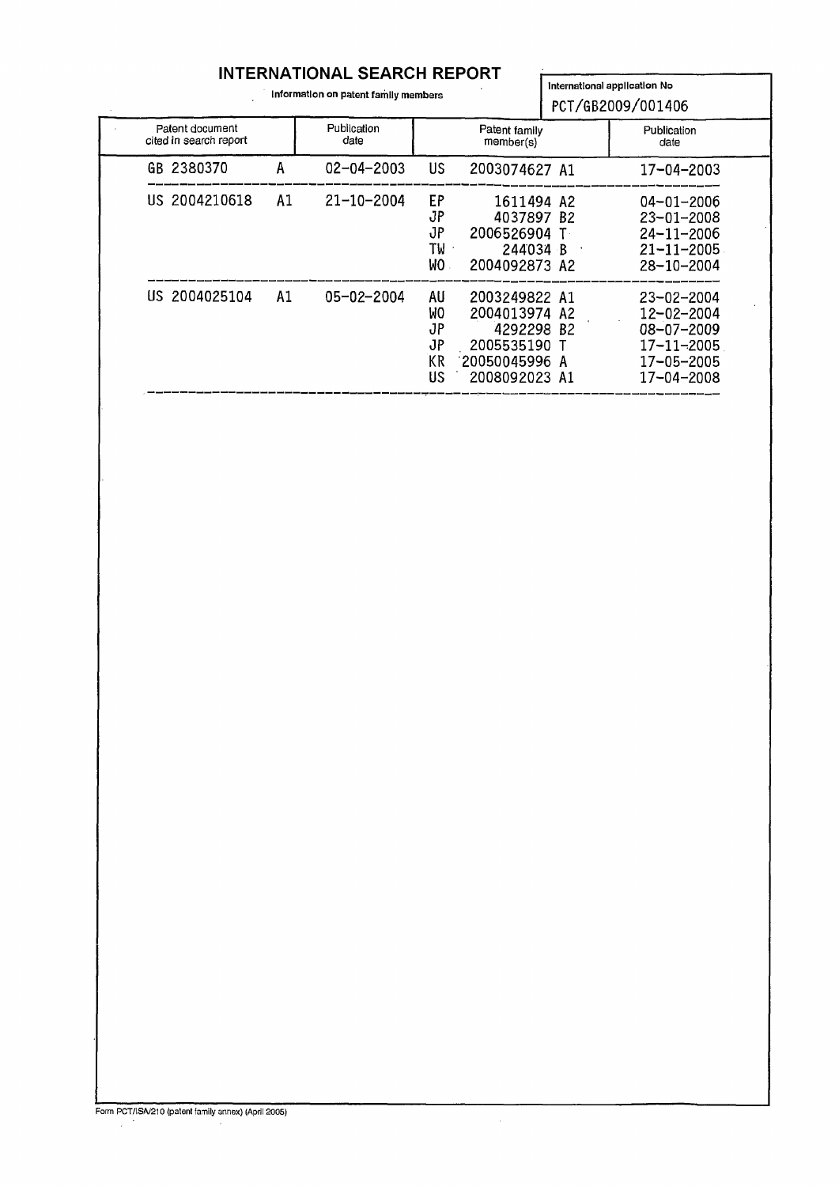# INTERNATIONAL SEARCH REPORT

Information on patent family members

International application No
PCT/GB2009/001406

| Patent document cited in search report | | Publication date | Patent family member(s) | | Publication date |
|---|---|---|---|---|---|
| GB 2380370 | A | 02-04-2003 | US | 2003074627 A1 | 17-04-2003 |
| US 2004210618 | A1 | 21-10-2004 | EP | 1611494 A2 | 04-01-2006 |
| | | | JP | 4037897 B2 | 23-01-2008 |
| | | | JP | 2006526904 T | 24-11-2006 |
| | | | TW | 244034 B | 21-11-2005 |
| | | | WO | 2004092873 A2 | 28-10-2004 |
| US 2004025104 | A1 | 05-02-2004 | AU | 2003249822 A1 | 23-02-2004 |
| | | | WO | 2004013974 A2 | 12-02-2004 |
| | | | JP | 4292298 B2 | 08-07-2009 |
| | | | JP | 2005535190 T | 17-11-2005 |
| | | | KR | 20050045996 A | 17-05-2005 |
| | | | US | 2008092023 A1 | 17-04-2008 |

Form PCT/ISA/210 (patent family annex) (April 2005)